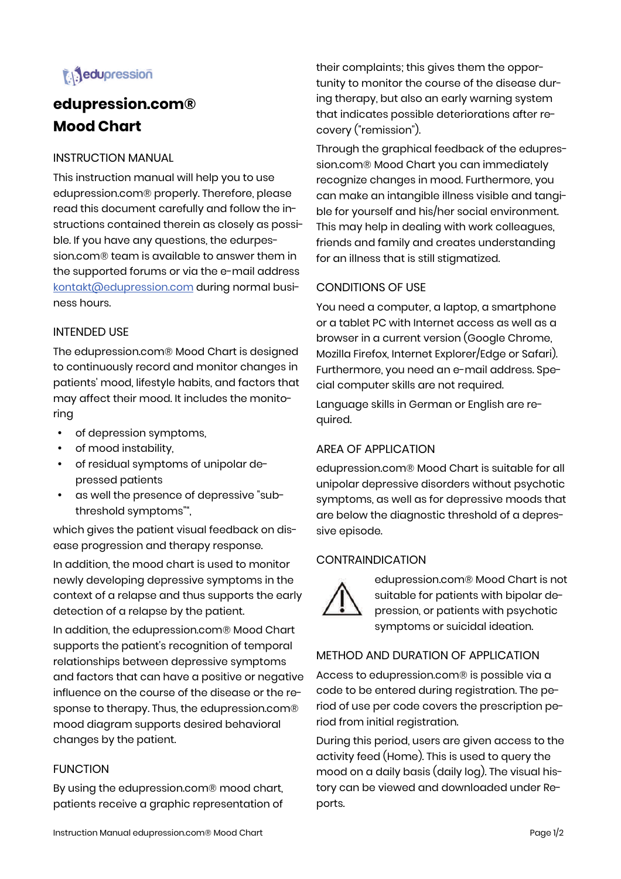# edupression.com® Mood Chart

## INSTRUCTION MANUAL

This instruction manual will help you to use edupression.com® properly. Therefore, please read this document carefully and follow the instructions contained therein as closely as possible. If you have any questions, the edurpession.com® team is available to answer them in the supported forums or via the e-mail address kontakt@edupression.com during normal business hours.

## INTENDED USE

The edupression.com® Mood Chart is designed to continuously record and monitor changes in patients' mood, lifestyle habits, and factors that may affect their mood. It includes the monitoring

- of depression symptoms,
- of mood instability,
- of residual symptoms of unipolar depressed patients
- as well the presence of depressive "subthreshold symptoms"",

which gives the patient visual feedback on disease progression and therapy response.

In addition, the mood chart is used to monitor newly developing depressive symptoms in the context of a relapse and thus supports the early detection of a relapse by the patient.

In addition, the edupression.com® Mood Chart supports the patient's recognition of temporal relationships between depressive symptoms and factors that can have a positive or negative influence on the course of the disease or the response to therapy. Thus, the edupression.com® mood diagram supports desired behavioral changes by the patient.

## FUNCTION

By using the edupression.com® mood chart, patients receive a graphic representation of their complaints; this gives them the opportunity to monitor the course of the disease during therapy, but also an early warning system that indicates possible deteriorations after recovery ("remission").

Through the graphical feedback of the edupression.com® Mood Chart you can immediately recognize changes in mood. Furthermore, you can make an intangible illness visible and tangible for yourself and his/her social environment. This may help in dealing with work colleagues, friends and family and creates understanding for an illness that is still stigmatized.

## CONDITIONS OF USE

You need a computer, a laptop, a smartphone or a tablet PC with Internet access as well as a browser in a current version (Google Chrome, Mozilla Firefox, Internet Explorer/Edge or Safari). Furthermore, you need an e-mail address. Special computer skills are not required.

Language skills in German or English are required.

## AREA OF APPLICATION

edupression.com® Mood Chart is suitable for all unipolar depressive disorders without psychotic symptoms, as well as for depressive moods that are below the diagnostic threshold of a depressive episode.

## CONTRAINDICATION

⚠ edupression.com® Mood Chart is not suitable for patients with bipolar depression, or patients with psychotic symptoms or suicidal ideation.

## METHOD AND DURATION OF APPLICATION

Access to edupression.com® is possible via a code to be entered during registration. The period of use per code covers the prescription period from initial registration.

During this period, users are given access to the activity feed (Home). This is used to query the mood on a daily basis (daily log). The visual history can be viewed and downloaded under Reports.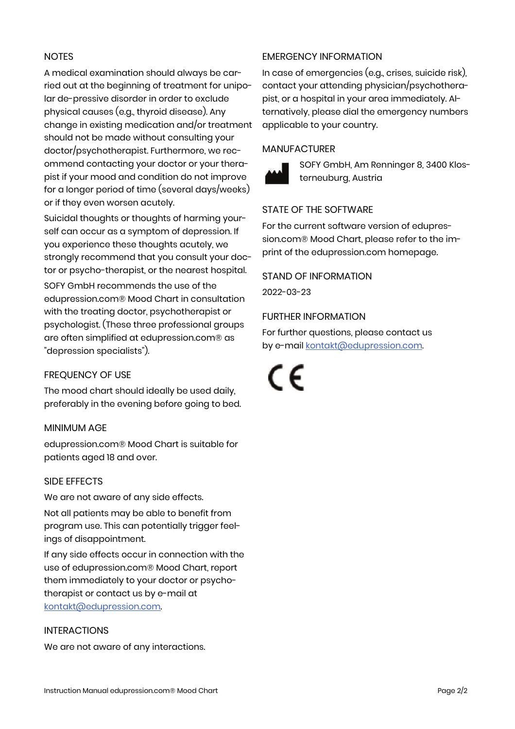## NOTES

A medical examination should always be carried out at the beginning of treatment for unipolar de-pressive disorder in order to exclude physical causes (e.g., thyroid disease). Any change in existing medication and/or treatment should not be made without consulting your doctor/psychotherapist. Furthermore, we recommend contacting your doctor or your therapist if your mood and condition do not improve for a longer period of time (several days/weeks) or if they even worsen acutely.

Suicidal thoughts or thoughts of harming yourself can occur as a symptom of depression. If you experience these thoughts acutely, we strongly recommend that you consult your doctor or psycho-therapist, or the nearest hospital.

SOFY GmbH recommends the use of the edupression.com® Mood Chart in consultation with the treating doctor, psychotherapist or psychologist. (These three professional groups are often simplified at edupression.com® as "depression specialists").

## FREQUENCY OF USE

The mood chart should ideally be used daily, preferably in the evening before going to bed.

## MINIMUM AGE

edupression.com® Mood Chart is suitable for patients aged 18 and over.

## SIDE EFFECTS

We are not aware of any side effects.

Not all patients may be able to benefit from program use. This can potentially trigger feelings of disappointment.

If any side effects occur in connection with the use of edupression.com® Mood Chart, report them immediately to your doctor or psychotherapist or contact us by e-mail at kontakt@edupression.com.

## INTERACTIONS

We are not aware of any interactions.

## EMERGENCY INFORMATION

In case of emergencies (e.g., crises, suicide risk), contact your attending physician/psychotherapist, or a hospital in your area immediately. Alternatively, please dial the emergency numbers applicable to your country.

## MANUFACTURER

SOFY GmbH, Am Renninger 8, 3400 Klosterneuburg, Austria

## STATE OF THE SOFTWARE

For the current software version of edupression.com® Mood Chart, please refer to the imprint of the edupression.com homepage.

## STAND OF INFORMATION

2022-03-23

## FURTHER INFORMATION

For further questions, please contact us by e-mail kontakt@edupression.com.

CE